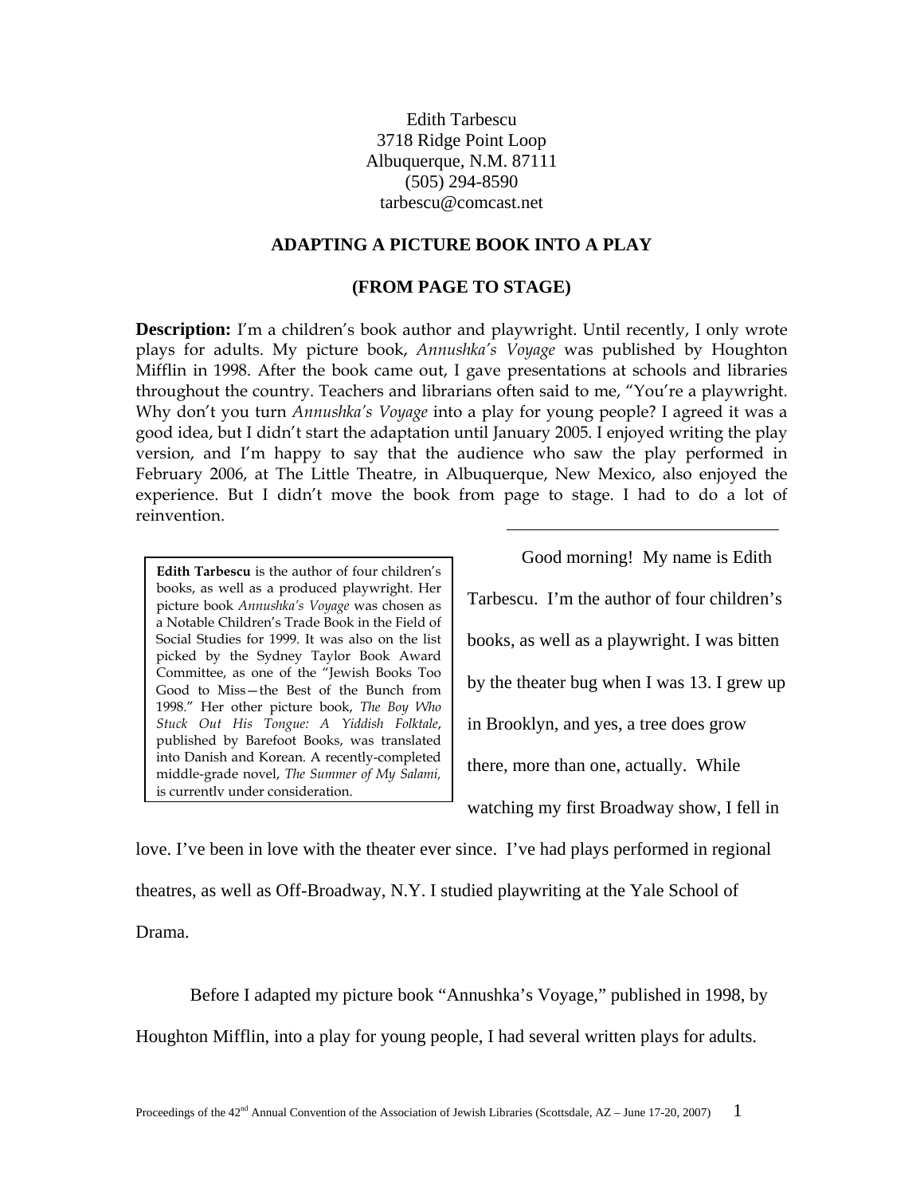Edith Tarbescu
3718 Ridge Point Loop
Albuquerque, N.M. 87111
(505) 294-8590
tarbescu@comcast.net

# ADAPTING A PICTURE BOOK INTO A PLAY

## (FROM PAGE TO STAGE)

**Description:** I'm a children's book author and playwright. Until recently, I only wrote plays for adults. My picture book, *Annushka's Voyage* was published by Houghton Mifflin in 1998. After the book came out, I gave presentations at schools and libraries throughout the country. Teachers and librarians often said to me, "You're a playwright. Why don't you turn *Annushka's Voyage* into a play for young people? I agreed it was a good idea, but I didn't start the adaptation until January 2005. I enjoyed writing the play version, and I'm happy to say that the audience who saw the play performed in February 2006, at The Little Theatre, in Albuquerque, New Mexico, also enjoyed the experience. But I didn't move the book from page to stage. I had to do a lot of reinvention.

---

**Edith Tarbescu** is the author of four children's books, as well as a produced playwright. Her picture book *Annushka's Voyage* was chosen as a Notable Children's Trade Book in the Field of Social Studies for 1999. It was also on the list picked by the Sydney Taylor Book Award Committee, as one of the "Jewish Books Too Good to Miss—the Best of the Bunch from 1998." Her other picture book, *The Boy Who Stuck Out His Tongue: A Yiddish Folktale*, published by Barefoot Books, was translated into Danish and Korean. A recently-completed middle-grade novel, *The Summer of My Salami,* is currently under consideration.

Good morning! My name is Edith Tarbescu. I'm the author of four children's books, as well as a playwright. I was bitten by the theater bug when I was 13. I grew up in Brooklyn, and yes, a tree does grow there, more than one, actually. While watching my first Broadway show, I fell in love. I've been in love with the theater ever since. I've had plays performed in regional theatres, as well as Off-Broadway, N.Y. I studied playwriting at the Yale School of Drama.

Before I adapted my picture book "Annushka's Voyage," published in 1998, by Houghton Mifflin, into a play for young people, I had several written plays for adults.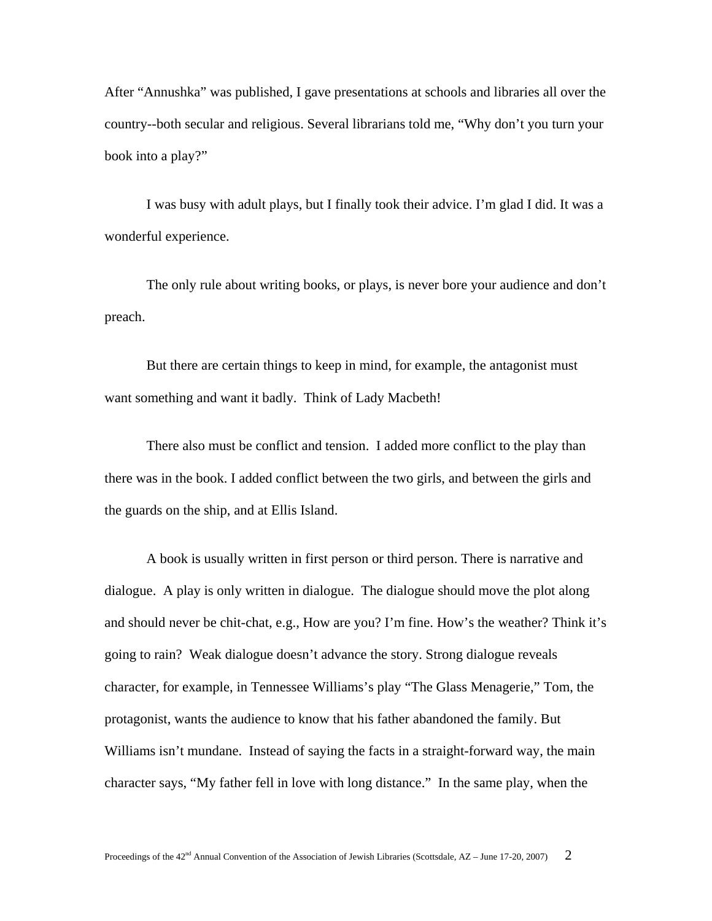After "Annushka" was published, I gave presentations at schools and libraries all over the country--both secular and religious. Several librarians told me, "Why don't you turn your book into a play?"

I was busy with adult plays, but I finally took their advice. I'm glad I did. It was a wonderful experience.

The only rule about writing books, or plays, is never bore your audience and don't preach.

But there are certain things to keep in mind, for example, the antagonist must want something and want it badly. Think of Lady Macbeth!

There also must be conflict and tension. I added more conflict to the play than there was in the book. I added conflict between the two girls, and between the girls and the guards on the ship, and at Ellis Island.

A book is usually written in first person or third person. There is narrative and dialogue. A play is only written in dialogue. The dialogue should move the plot along and should never be chit-chat, e.g., How are you? I'm fine. How's the weather? Think it's going to rain? Weak dialogue doesn't advance the story. Strong dialogue reveals character, for example, in Tennessee Williams's play "The Glass Menagerie," Tom, the protagonist, wants the audience to know that his father abandoned the family. But Williams isn't mundane. Instead of saying the facts in a straight-forward way, the main character says, "My father fell in love with long distance." In the same play, when the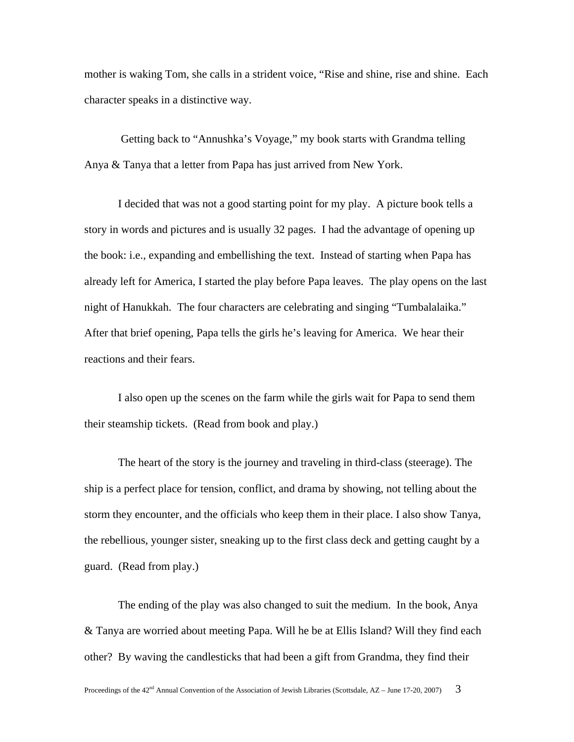mother is waking Tom, she calls in a strident voice, "Rise and shine, rise and shine. Each character speaks in a distinctive way.

Getting back to "Annushka's Voyage," my book starts with Grandma telling Anya & Tanya that a letter from Papa has just arrived from New York.

I decided that was not a good starting point for my play. A picture book tells a story in words and pictures and is usually 32 pages. I had the advantage of opening up the book: i.e., expanding and embellishing the text. Instead of starting when Papa has already left for America, I started the play before Papa leaves. The play opens on the last night of Hanukkah. The four characters are celebrating and singing "Tumbalalaika." After that brief opening, Papa tells the girls he's leaving for America. We hear their reactions and their fears.

I also open up the scenes on the farm while the girls wait for Papa to send them their steamship tickets. (Read from book and play.)

The heart of the story is the journey and traveling in third-class (steerage). The ship is a perfect place for tension, conflict, and drama by showing, not telling about the storm they encounter, and the officials who keep them in their place. I also show Tanya, the rebellious, younger sister, sneaking up to the first class deck and getting caught by a guard. (Read from play.)

The ending of the play was also changed to suit the medium. In the book, Anya & Tanya are worried about meeting Papa. Will he be at Ellis Island? Will they find each other? By waving the candlesticks that had been a gift from Grandma, they find their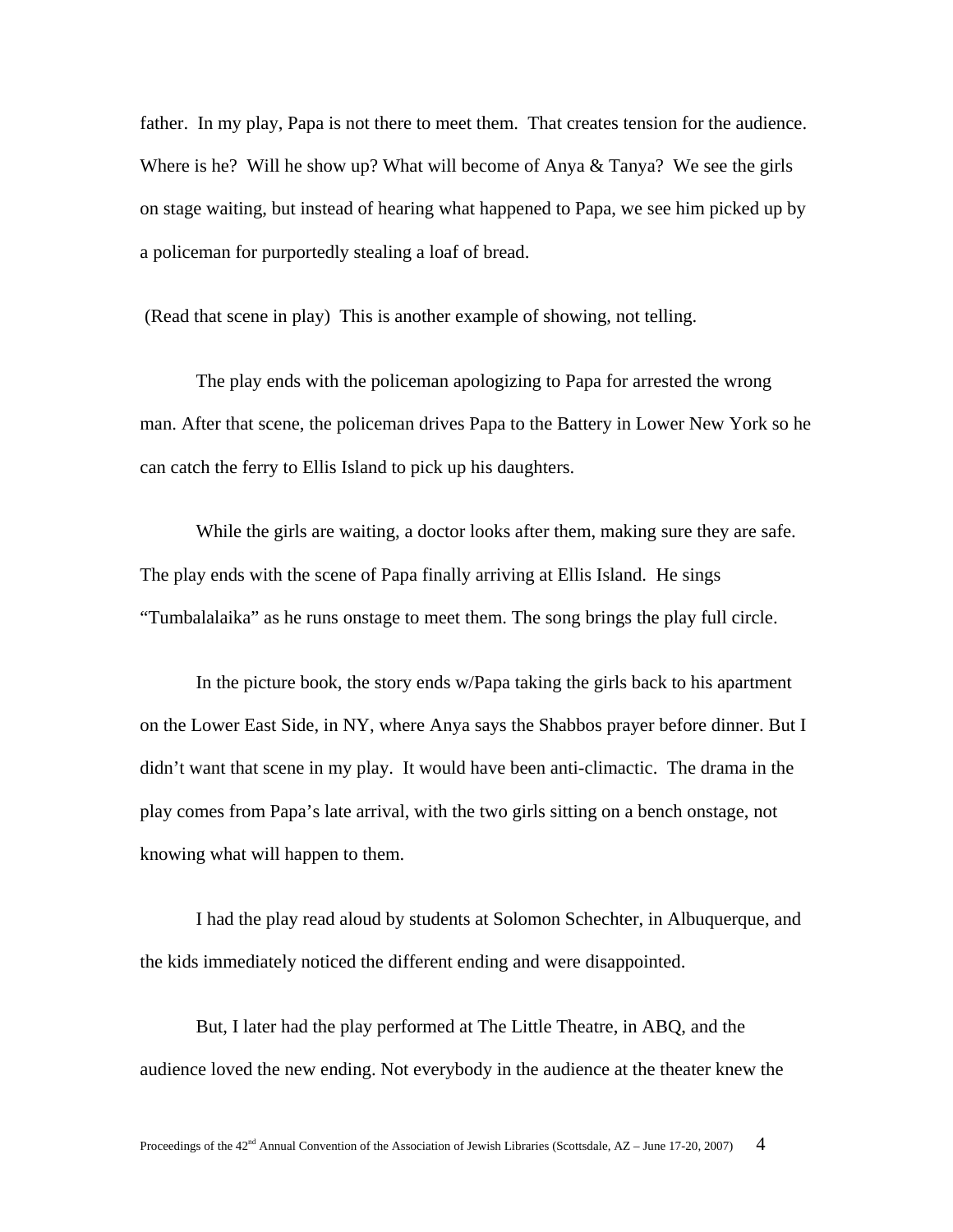father. In my play, Papa is not there to meet them. That creates tension for the audience. Where is he? Will he show up? What will become of Anya & Tanya? We see the girls on stage waiting, but instead of hearing what happened to Papa, we see him picked up by a policeman for purportedly stealing a loaf of bread.

(Read that scene in play) This is another example of showing, not telling.

The play ends with the policeman apologizing to Papa for arrested the wrong man. After that scene, the policeman drives Papa to the Battery in Lower New York so he can catch the ferry to Ellis Island to pick up his daughters.

While the girls are waiting, a doctor looks after them, making sure they are safe. The play ends with the scene of Papa finally arriving at Ellis Island. He sings "Tumbalalaika" as he runs onstage to meet them. The song brings the play full circle.

In the picture book, the story ends w/Papa taking the girls back to his apartment on the Lower East Side, in NY, where Anya says the Shabbos prayer before dinner. But I didn't want that scene in my play. It would have been anti-climactic. The drama in the play comes from Papa's late arrival, with the two girls sitting on a bench onstage, not knowing what will happen to them.

I had the play read aloud by students at Solomon Schechter, in Albuquerque, and the kids immediately noticed the different ending and were disappointed.

But, I later had the play performed at The Little Theatre, in ABQ, and the audience loved the new ending. Not everybody in the audience at the theater knew the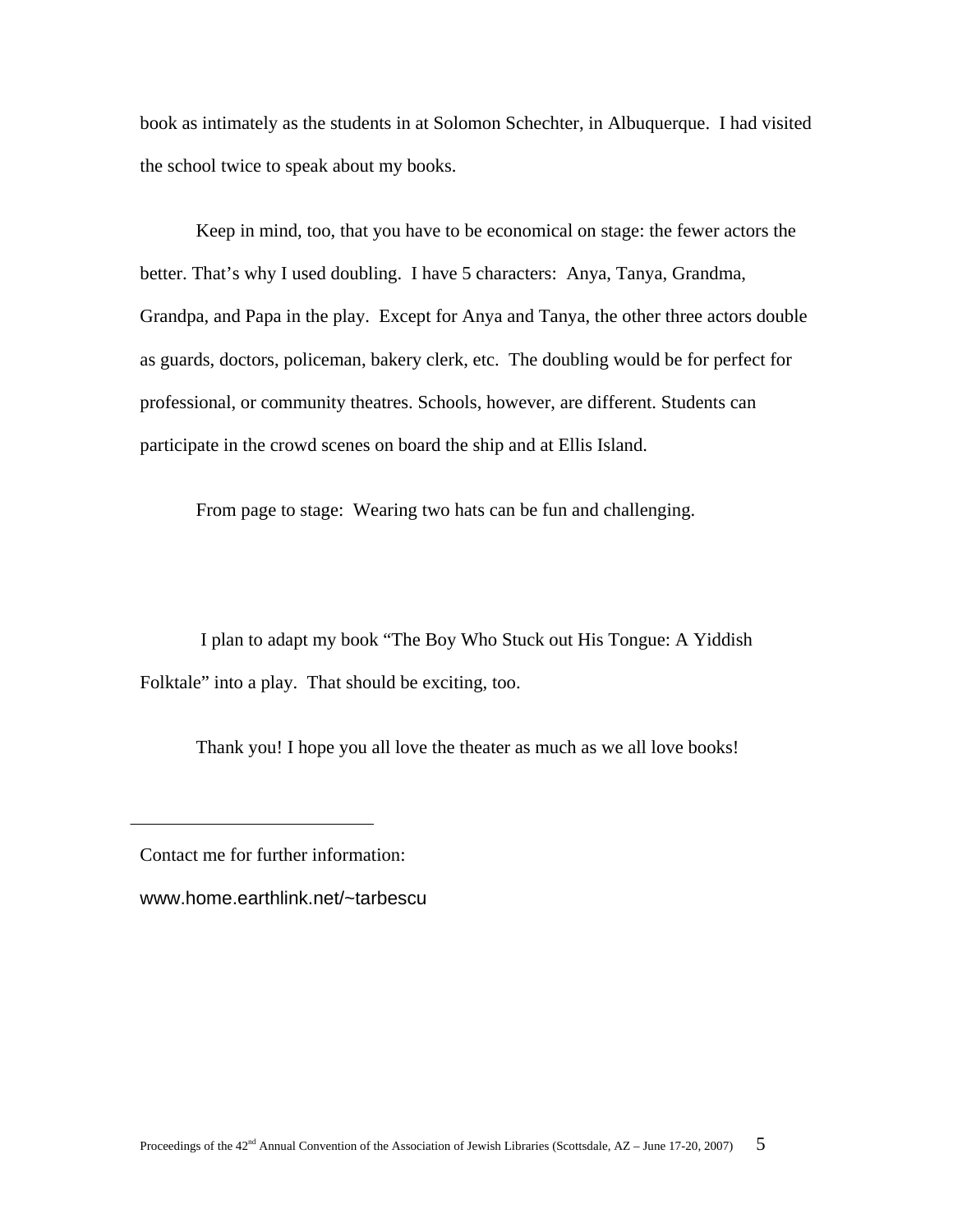book as intimately as the students in at Solomon Schechter, in Albuquerque. I had visited the school twice to speak about my books.

Keep in mind, too, that you have to be economical on stage: the fewer actors the better. That's why I used doubling. I have 5 characters: Anya, Tanya, Grandma, Grandpa, and Papa in the play. Except for Anya and Tanya, the other three actors double as guards, doctors, policeman, bakery clerk, etc. The doubling would be for perfect for professional, or community theatres. Schools, however, are different. Students can participate in the crowd scenes on board the ship and at Ellis Island.

From page to stage: Wearing two hats can be fun and challenging.

I plan to adapt my book "The Boy Who Stuck out His Tongue: A Yiddish Folktale" into a play. That should be exciting, too.

Thank you! I hope you all love the theater as much as we all love books!

---

Contact me for further information:

www.home.earthlink.net/~tarbescu